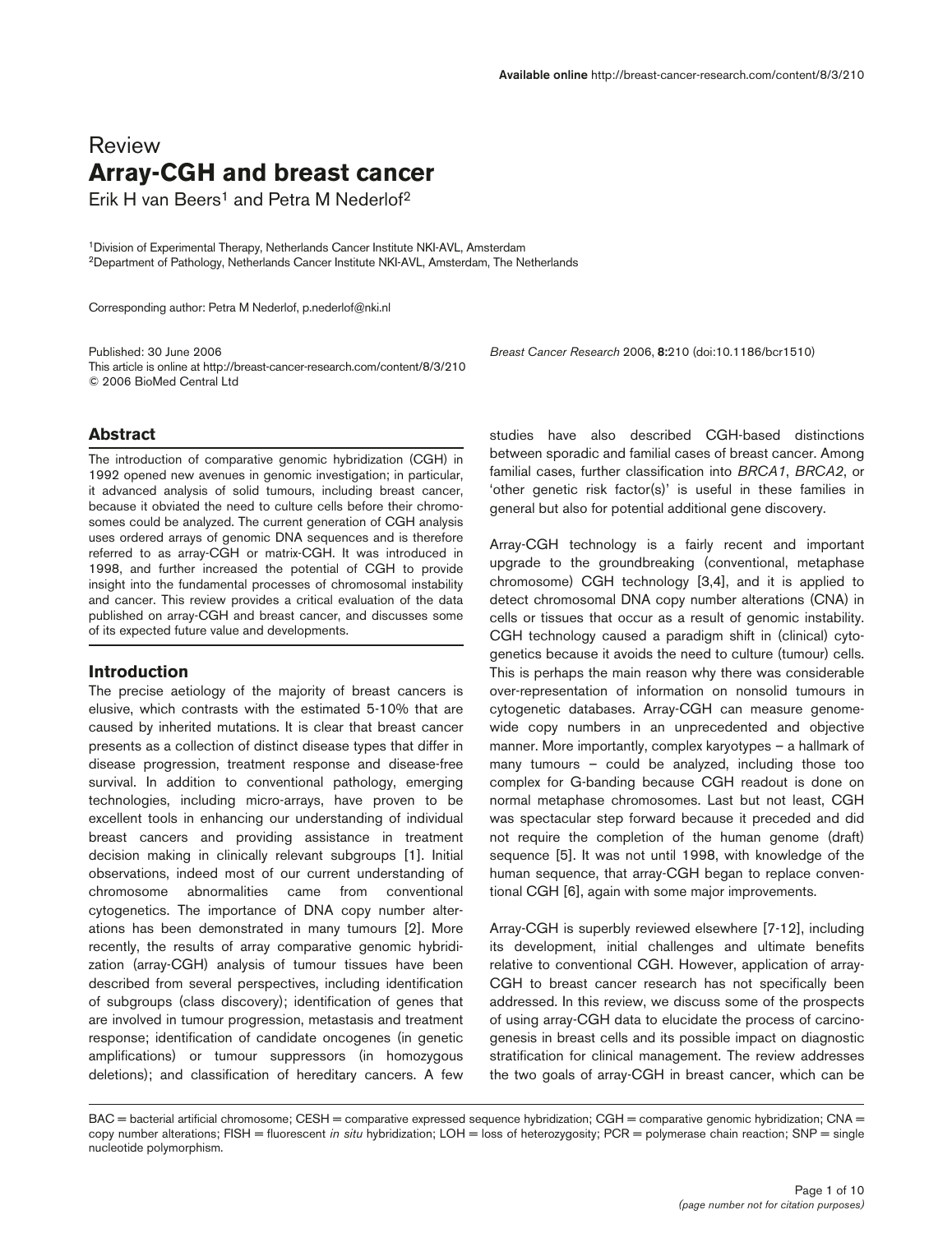Review

# Array-CGH and breast cancer

Erik H van Beers[1] and Petra M Nederlof[2]

[1]Division of Experimental Therapy, Netherlands Cancer Institute NKI-AVL, Amsterdam
[2]Department of Pathology, Netherlands Cancer Institute NKI-AVL, Amsterdam, The Netherlands

Corresponding author: Petra M Nederlof, p.nederlof@nki.nl

Published: 30 June 2006
This article is online at http://breast-cancer-research.com/content/8/3/210
© 2006 BioMed Central Ltd

*Breast Cancer Research* 2006, **8:**210 (doi:10.1186/bcr1510)

## Abstract

The introduction of comparative genomic hybridization (CGH) in 1992 opened new avenues in genomic investigation; in particular, it advanced analysis of solid tumours, including breast cancer, because it obviated the need to culture cells before their chromosomes could be analyzed. The current generation of CGH analysis uses ordered arrays of genomic DNA sequences and is therefore referred to as array-CGH or matrix-CGH. It was introduced in 1998, and further increased the potential of CGH to provide insight into the fundamental processes of chromosomal instability and cancer. This review provides a critical evaluation of the data published on array-CGH and breast cancer, and discusses some of its expected future value and developments.

## Introduction

The precise aetiology of the majority of breast cancers is elusive, which contrasts with the estimated 5-10% that are caused by inherited mutations. It is clear that breast cancer presents as a collection of distinct disease types that differ in disease progression, treatment response and disease-free survival. In addition to conventional pathology, emerging technologies, including micro-arrays, have proven to be excellent tools in enhancing our understanding of individual breast cancers and providing assistance in treatment decision making in clinically relevant subgroups [1]. Initial observations, indeed most of our current understanding of chromosome abnormalities came from conventional cytogenetics. The importance of DNA copy number alterations has been demonstrated in many tumours [2]. More recently, the results of array comparative genomic hybridization (array-CGH) analysis of tumour tissues have been described from several perspectives, including identification of subgroups (class discovery); identification of genes that are involved in tumour progression, metastasis and treatment response; identification of candidate oncogenes (in genetic amplifications) or tumour suppressors (in homozygous deletions); and classification of hereditary cancers. A few studies have also described CGH-based distinctions between sporadic and familial cases of breast cancer. Among familial cases, further classification into *BRCA1*, *BRCA2*, or 'other genetic risk factor(s)' is useful in these families in general but also for potential additional gene discovery.

Array-CGH technology is a fairly recent and important upgrade to the groundbreaking (conventional, metaphase chromosome) CGH technology [3,4], and it is applied to detect chromosomal DNA copy number alterations (CNA) in cells or tissues that occur as a result of genomic instability. CGH technology caused a paradigm shift in (clinical) cytogenetics because it avoids the need to culture (tumour) cells. This is perhaps the main reason why there was considerable over-representation of information on nonsolid tumours in cytogenetic databases. Array-CGH can measure genome-wide copy numbers in an unprecedented and objective manner. More importantly, complex karyotypes – a hallmark of many tumours – could be analyzed, including those too complex for G-banding because CGH readout is done on normal metaphase chromosomes. Last but not least, CGH was spectacular step forward because it preceded and did not require the completion of the human genome (draft) sequence [5]. It was not until 1998, with knowledge of the human sequence, that array-CGH began to replace conventional CGH [6], again with some major improvements.

Array-CGH is superbly reviewed elsewhere [7-12], including its development, initial challenges and ultimate benefits relative to conventional CGH. However, application of array-CGH to breast cancer research has not specifically been addressed. In this review, we discuss some of the prospects of using array-CGH data to elucidate the process of carcinogenesis in breast cells and its possible impact on diagnostic stratification for clinical management. The review addresses the two goals of array-CGH in breast cancer, which can be

BAC = bacterial artificial chromosome; CESH = comparative expressed sequence hybridization; CGH = comparative genomic hybridization; CNA = copy number alterations; FISH = fluorescent *in situ* hybridization; LOH = loss of heterozygosity; PCR = polymerase chain reaction; SNP = single nucleotide polymorphism.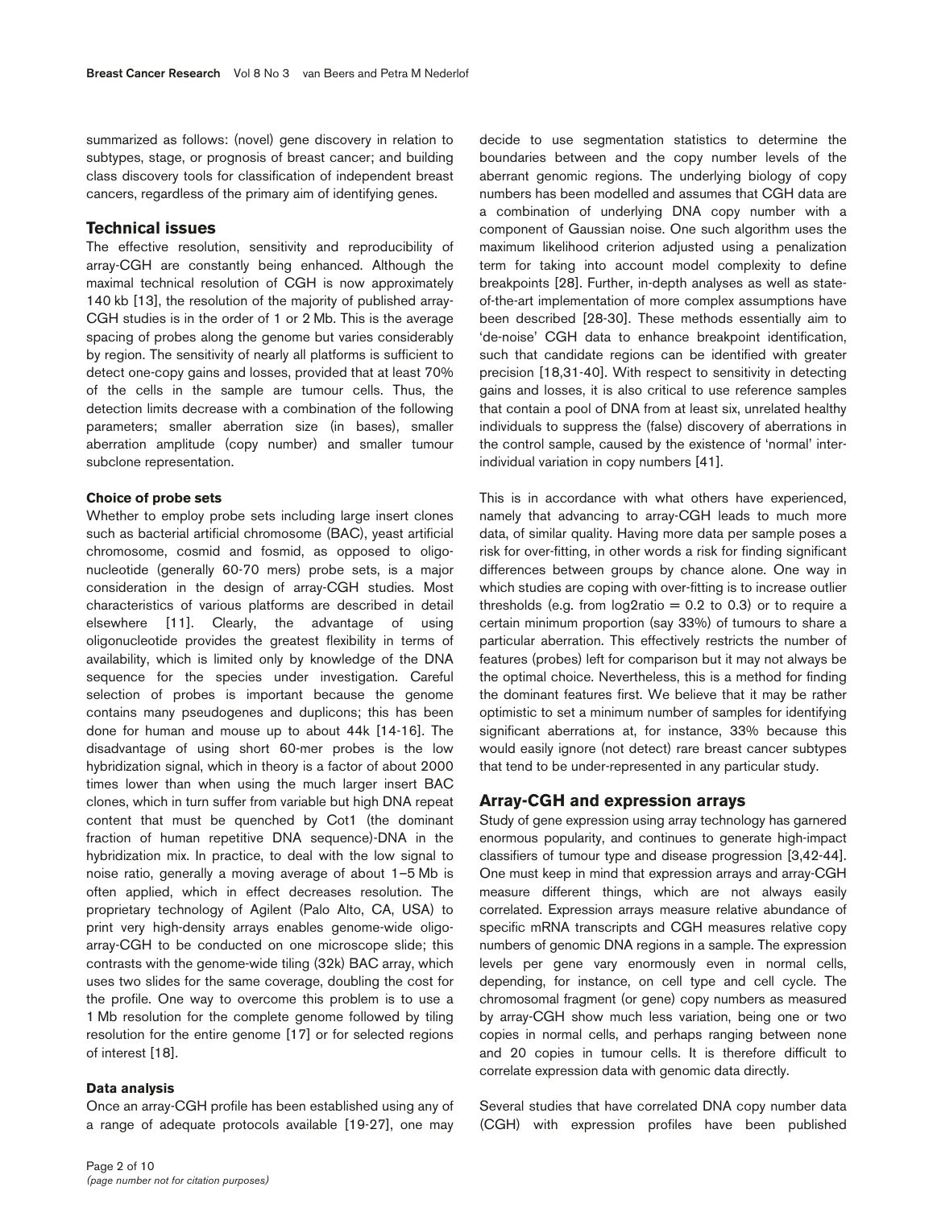summarized as follows: (novel) gene discovery in relation to subtypes, stage, or prognosis of breast cancer; and building class discovery tools for classification of independent breast cancers, regardless of the primary aim of identifying genes.

## Technical issues

The effective resolution, sensitivity and reproducibility of array-CGH are constantly being enhanced. Although the maximal technical resolution of CGH is now approximately 140 kb [13], the resolution of the majority of published array-CGH studies is in the order of 1 or 2 Mb. This is the average spacing of probes along the genome but varies considerably by region. The sensitivity of nearly all platforms is sufficient to detect one-copy gains and losses, provided that at least 70% of the cells in the sample are tumour cells. Thus, the detection limits decrease with a combination of the following parameters; smaller aberration size (in bases), smaller aberration amplitude (copy number) and smaller tumour subclone representation.

### Choice of probe sets

Whether to employ probe sets including large insert clones such as bacterial artificial chromosome (BAC), yeast artificial chromosome, cosmid and fosmid, as opposed to oligonucleotide (generally 60-70 mers) probe sets, is a major consideration in the design of array-CGH studies. Most characteristics of various platforms are described in detail elsewhere [11]. Clearly, the advantage of using oligonucleotide provides the greatest flexibility in terms of availability, which is limited only by knowledge of the DNA sequence for the species under investigation. Careful selection of probes is important because the genome contains many pseudogenes and duplicons; this has been done for human and mouse up to about 44k [14-16]. The disadvantage of using short 60-mer probes is the low hybridization signal, which in theory is a factor of about 2000 times lower than when using the much larger insert BAC clones, which in turn suffer from variable but high DNA repeat content that must be quenched by Cot1 (the dominant fraction of human repetitive DNA sequence)-DNA in the hybridization mix. In practice, to deal with the low signal to noise ratio, generally a moving average of about 1–5 Mb is often applied, which in effect decreases resolution. The proprietary technology of Agilent (Palo Alto, CA, USA) to print very high-density arrays enables genome-wide oligo-array-CGH to be conducted on one microscope slide; this contrasts with the genome-wide tiling (32k) BAC array, which uses two slides for the same coverage, doubling the cost for the profile. One way to overcome this problem is to use a 1 Mb resolution for the complete genome followed by tiling resolution for the entire genome [17] or for selected regions of interest [18].

### Data analysis

Once an array-CGH profile has been established using any of a range of adequate protocols available [19-27], one may decide to use segmentation statistics to determine the boundaries between and the copy number levels of the aberrant genomic regions. The underlying biology of copy numbers has been modelled and assumes that CGH data are a combination of underlying DNA copy number with a component of Gaussian noise. One such algorithm uses the maximum likelihood criterion adjusted using a penalization term for taking into account model complexity to define breakpoints [28]. Further, in-depth analyses as well as state-of-the-art implementation of more complex assumptions have been described [28-30]. These methods essentially aim to 'de-noise' CGH data to enhance breakpoint identification, such that candidate regions can be identified with greater precision [18,31-40]. With respect to sensitivity in detecting gains and losses, it is also critical to use reference samples that contain a pool of DNA from at least six, unrelated healthy individuals to suppress the (false) discovery of aberrations in the control sample, caused by the existence of 'normal' inter-individual variation in copy numbers [41].

This is in accordance with what others have experienced, namely that advancing to array-CGH leads to much more data, of similar quality. Having more data per sample poses a risk for over-fitting, in other words a risk for finding significant differences between groups by chance alone. One way in which studies are coping with over-fitting is to increase outlier thresholds (e.g. from log2ratio = 0.2 to 0.3) or to require a certain minimum proportion (say 33%) of tumours to share a particular aberration. This effectively restricts the number of features (probes) left for comparison but it may not always be the optimal choice. Nevertheless, this is a method for finding the dominant features first. We believe that it may be rather optimistic to set a minimum number of samples for identifying significant aberrations at, for instance, 33% because this would easily ignore (not detect) rare breast cancer subtypes that tend to be under-represented in any particular study.

## Array-CGH and expression arrays

Study of gene expression using array technology has garnered enormous popularity, and continues to generate high-impact classifiers of tumour type and disease progression [3,42-44]. One must keep in mind that expression arrays and array-CGH measure different things, which are not always easily correlated. Expression arrays measure relative abundance of specific mRNA transcripts and CGH measures relative copy numbers of genomic DNA regions in a sample. The expression levels per gene vary enormously even in normal cells, depending, for instance, on cell type and cell cycle. The chromosomal fragment (or gene) copy numbers as measured by array-CGH show much less variation, being one or two copies in normal cells, and perhaps ranging between none and 20 copies in tumour cells. It is therefore difficult to correlate expression data with genomic data directly.

Several studies that have correlated DNA copy number data (CGH) with expression profiles have been published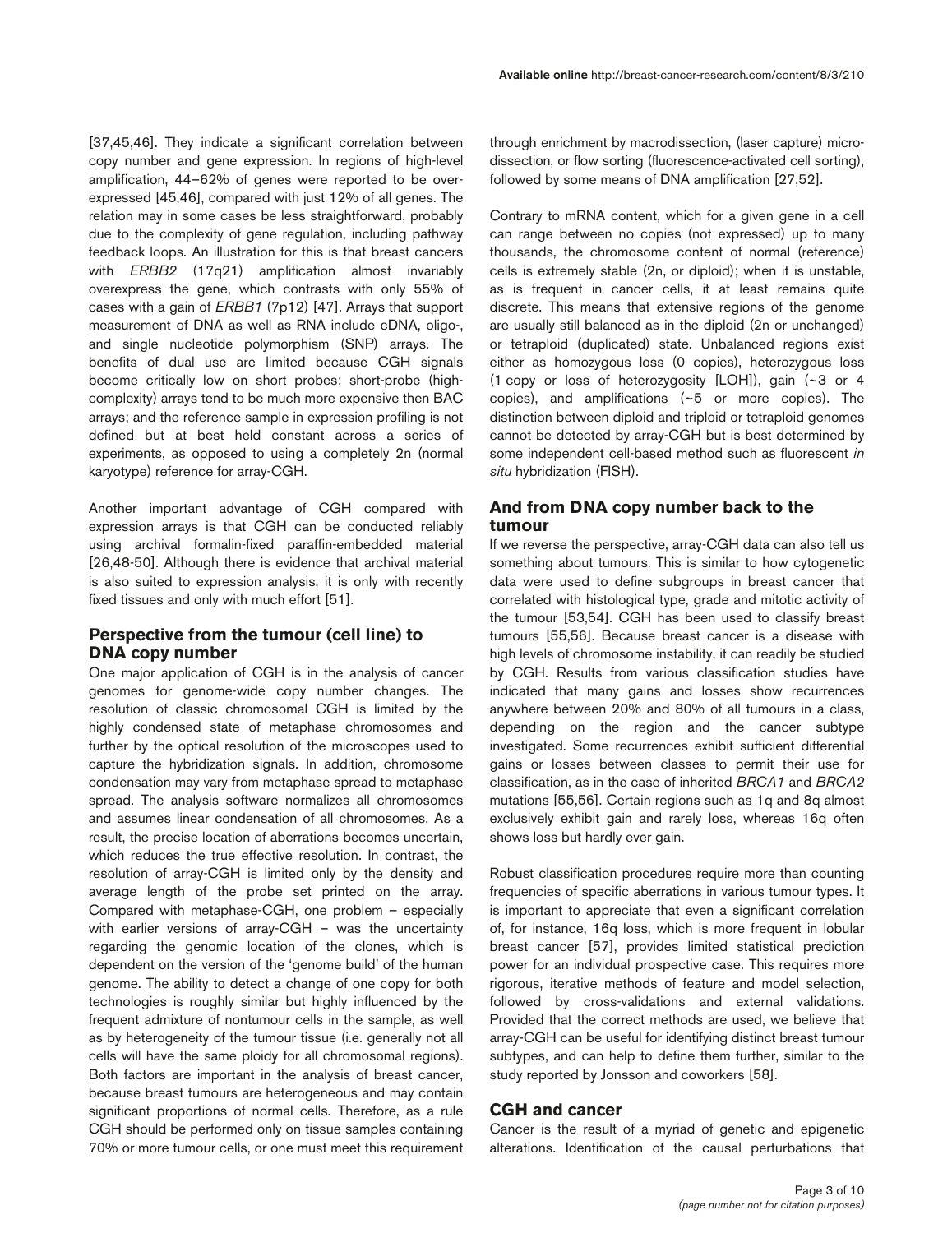[37,45,46]. They indicate a significant correlation between copy number and gene expression. In regions of high-level amplification, 44–62% of genes were reported to be overexpressed [45,46], compared with just 12% of all genes. The relation may in some cases be less straightforward, probably due to the complexity of gene regulation, including pathway feedback loops. An illustration for this is that breast cancers with *ERBB2* (17q21) amplification almost invariably overexpress the gene, which contrasts with only 55% of cases with a gain of *ERBB1* (7p12) [47]. Arrays that support measurement of DNA as well as RNA include cDNA, oligo-, and single nucleotide polymorphism (SNP) arrays. The benefits of dual use are limited because CGH signals become critically low on short probes; short-probe (high-complexity) arrays tend to be much more expensive then BAC arrays; and the reference sample in expression profiling is not defined but at best held constant across a series of experiments, as opposed to using a completely 2n (normal karyotype) reference for array-CGH.

Another important advantage of CGH compared with expression arrays is that CGH can be conducted reliably using archival formalin-fixed paraffin-embedded material [26,48-50]. Although there is evidence that archival material is also suited to expression analysis, it is only with recently fixed tissues and only with much effort [51].

## Perspective from the tumour (cell line) to DNA copy number

One major application of CGH is in the analysis of cancer genomes for genome-wide copy number changes. The resolution of classic chromosomal CGH is limited by the highly condensed state of metaphase chromosomes and further by the optical resolution of the microscopes used to capture the hybridization signals. In addition, chromosome condensation may vary from metaphase spread to metaphase spread. The analysis software normalizes all chromosomes and assumes linear condensation of all chromosomes. As a result, the precise location of aberrations becomes uncertain, which reduces the true effective resolution. In contrast, the resolution of array-CGH is limited only by the density and average length of the probe set printed on the array. Compared with metaphase-CGH, one problem – especially with earlier versions of array-CGH – was the uncertainty regarding the genomic location of the clones, which is dependent on the version of the 'genome build' of the human genome. The ability to detect a change of one copy for both technologies is roughly similar but highly influenced by the frequent admixture of nontumour cells in the sample, as well as by heterogeneity of the tumour tissue (i.e. generally not all cells will have the same ploidy for all chromosomal regions). Both factors are important in the analysis of breast cancer, because breast tumours are heterogeneous and may contain significant proportions of normal cells. Therefore, as a rule CGH should be performed only on tissue samples containing 70% or more tumour cells, or one must meet this requirement through enrichment by macrodissection, (laser capture) microdissection, or flow sorting (fluorescence-activated cell sorting), followed by some means of DNA amplification [27,52].

Contrary to mRNA content, which for a given gene in a cell can range between no copies (not expressed) up to many thousands, the chromosome content of normal (reference) cells is extremely stable (2n, or diploid); when it is unstable, as is frequent in cancer cells, it at least remains quite discrete. This means that extensive regions of the genome are usually still balanced as in the diploid (2n or unchanged) or tetraploid (duplicated) state. Unbalanced regions exist either as homozygous loss (0 copies), heterozygous loss (1 copy or loss of heterozygosity [LOH]), gain (~3 or 4 copies), and amplifications (~5 or more copies). The distinction between diploid and triploid or tetraploid genomes cannot be detected by array-CGH but is best determined by some independent cell-based method such as fluorescent *in situ* hybridization (FISH).

## And from DNA copy number back to the tumour

If we reverse the perspective, array-CGH data can also tell us something about tumours. This is similar to how cytogenetic data were used to define subgroups in breast cancer that correlated with histological type, grade and mitotic activity of the tumour [53,54]. CGH has been used to classify breast tumours [55,56]. Because breast cancer is a disease with high levels of chromosome instability, it can readily be studied by CGH. Results from various classification studies have indicated that many gains and losses show recurrences anywhere between 20% and 80% of all tumours in a class, depending on the region and the cancer subtype investigated. Some recurrences exhibit sufficient differential gains or losses between classes to permit their use for classification, as in the case of inherited *BRCA1* and *BRCA2* mutations [55,56]. Certain regions such as 1q and 8q almost exclusively exhibit gain and rarely loss, whereas 16q often shows loss but hardly ever gain.

Robust classification procedures require more than counting frequencies of specific aberrations in various tumour types. It is important to appreciate that even a significant correlation of, for instance, 16q loss, which is more frequent in lobular breast cancer [57], provides limited statistical prediction power for an individual prospective case. This requires more rigorous, iterative methods of feature and model selection, followed by cross-validations and external validations. Provided that the correct methods are used, we believe that array-CGH can be useful for identifying distinct breast tumour subtypes, and can help to define them further, similar to the study reported by Jonsson and coworkers [58].

## CGH and cancer

Cancer is the result of a myriad of genetic and epigenetic alterations. Identification of the causal perturbations that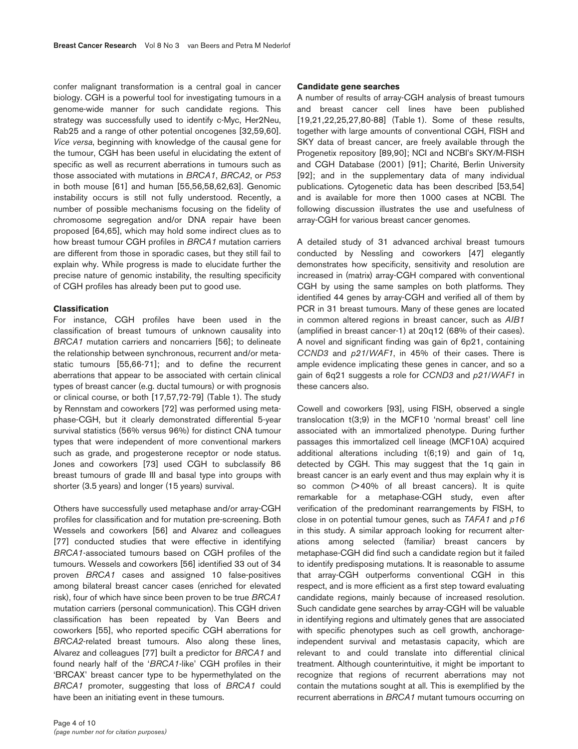confer malignant transformation is a central goal in cancer biology. CGH is a powerful tool for investigating tumours in a genome-wide manner for such candidate regions. This strategy was successfully used to identify c-Myc, Her2Neu, Rab25 and a range of other potential oncogenes [32,59,60]. *Vice versa*, beginning with knowledge of the causal gene for the tumour, CGH has been useful in elucidating the extent of specific as well as recurrent aberrations in tumours such as those associated with mutations in *BRCA1*, *BRCA2*, or *P53* in both mouse [61] and human [55,56,58,62,63]. Genomic instability occurs is still not fully understood. Recently, a number of possible mechanisms focusing on the fidelity of chromosome segregation and/or DNA repair have been proposed [64,65], which may hold some indirect clues as to how breast tumour CGH profiles in *BRCA1* mutation carriers are different from those in sporadic cases, but they still fail to explain why. While progress is made to elucidate further the precise nature of genomic instability, the resulting specificity of CGH profiles has already been put to good use.

### Classification

For instance, CGH profiles have been used in the classification of breast tumours of unknown causality into *BRCA1* mutation carriers and noncarriers [56]; to delineate the relationship between synchronous, recurrent and/or metastatic tumours [55,66-71]; and to define the recurrent aberrations that appear to be associated with certain clinical types of breast cancer (e.g. ductal tumours) or with prognosis or clinical course, or both [17,57,72-79] (Table 1). The study by Rennstam and coworkers [72] was performed using metaphase-CGH, but it clearly demonstrated differential 5-year survival statistics (56% versus 96%) for distinct CNA tumour types that were independent of more conventional markers such as grade, and progesterone receptor or node status. Jones and coworkers [73] used CGH to subclassify 86 breast tumours of grade III and basal type into groups with shorter (3.5 years) and longer (15 years) survival.

Others have successfully used metaphase and/or array-CGH profiles for classification and for mutation pre-screening. Both Wessels and coworkers [56] and Alvarez and colleagues [77] conducted studies that were effective in identifying *BRCA1*-associated tumours based on CGH profiles of the tumours. Wessels and coworkers [56] identified 33 out of 34 proven *BRCA1* cases and assigned 10 false-positives among bilateral breast cancer cases (enriched for elevated risk), four of which have since been proven to be true *BRCA1* mutation carriers (personal communication). This CGH driven classification has been repeated by Van Beers and coworkers [55], who reported specific CGH aberrations for *BRCA2*-related breast tumours. Also along these lines, Alvarez and colleagues [77] built a predictor for *BRCA1* and found nearly half of the '*BRCA1*-like' CGH profiles in their 'BRCAX' breast cancer type to be hypermethylated on the *BRCA1* promoter, suggesting that loss of *BRCA1* could have been an initiating event in these tumours.

### Candidate gene searches

A number of results of array-CGH analysis of breast tumours and breast cancer cell lines have been published [19,21,22,25,27,80-88] (Table 1). Some of these results, together with large amounts of conventional CGH, FISH and SKY data of breast cancer, are freely available through the Progenetix repository [89,90]; NCI and NCBI's SKY/M-FISH and CGH Database (2001) [91]; Charité, Berlin University [92]; and in the supplementary data of many individual publications. Cytogenetic data has been described [53,54] and is available for more then 1000 cases at NCBI. The following discussion illustrates the use and usefulness of array-CGH for various breast cancer genomes.

A detailed study of 31 advanced archival breast tumours conducted by Nessling and coworkers [47] elegantly demonstrates how specificity, sensitivity and resolution are increased in (matrix) array-CGH compared with conventional CGH by using the same samples on both platforms. They identified 44 genes by array-CGH and verified all of them by PCR in 31 breast tumours. Many of these genes are located in common altered regions in breast cancer, such as *AIB1* (amplified in breast cancer-1) at 20q12 (68% of their cases). A novel and significant finding was gain of 6p21, containing *CCND3* and *p21*/*WAF1*, in 45% of their cases. There is ample evidence implicating these genes in cancer, and so a gain of 6q21 suggests a role for *CCND3* and *p21*/*WAF1* in these cancers also.

Cowell and coworkers [93], using FISH, observed a single translocation t(3;9) in the MCF10 'normal breast' cell line associated with an immortalized phenotype. During further passages this immortalized cell lineage (MCF10A) acquired additional alterations including t(6;19) and gain of 1q, detected by CGH. This may suggest that the 1q gain in breast cancer is an early event and thus may explain why it is so common (>40% of all breast cancers). It is quite remarkable for a metaphase-CGH study, even after verification of the predominant rearrangements by FISH, to close in on potential tumour genes, such as *TAFA1* and *p16* in this study. A similar approach looking for recurrent alterations among selected (familiar) breast cancers by metaphase-CGH did find such a candidate region but it failed to identify predisposing mutations. It is reasonable to assume that array-CGH outperforms conventional CGH in this respect, and is more efficient as a first step toward evaluating candidate regions, mainly because of increased resolution. Such candidate gene searches by array-CGH will be valuable in identifying regions and ultimately genes that are associated with specific phenotypes such as cell growth, anchorage-independent survival and metastasis capacity, which are relevant to and could translate into differential clinical treatment. Although counterintuitive, it might be important to recognize that regions of recurrent aberrations may not contain the mutations sought at all. This is exemplified by the recurrent aberrations in *BRCA1* mutant tumours occurring on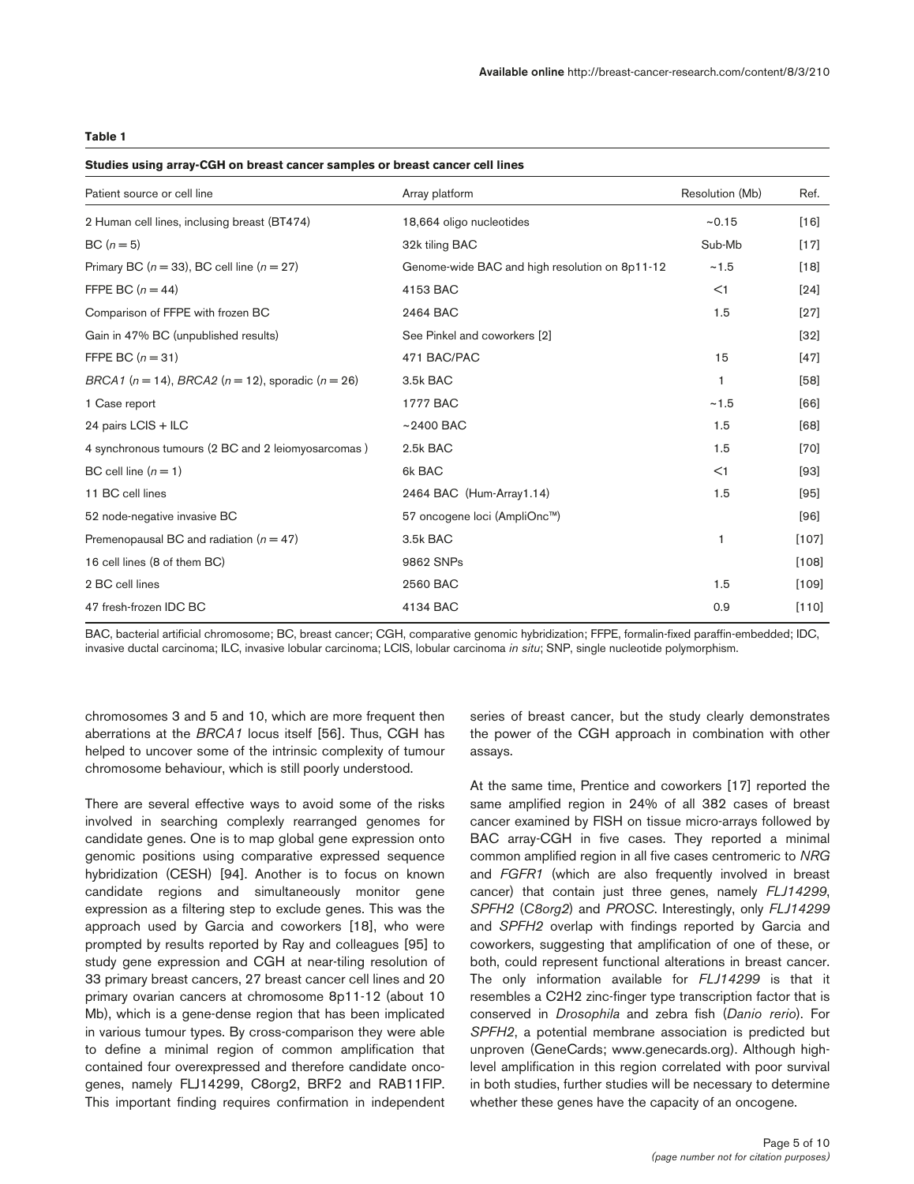**Table 1**

**Studies using array-CGH on breast cancer samples or breast cancer cell lines**

| Patient source or cell line | Array platform | Resolution (Mb) | Ref. |
|---|---|---|---|
| 2 Human cell lines, inclusing breast (BT474) | 18,664 oligo nucleotides | ~0.15 | [16] |
| BC ($n = 5$) | 32k tiling BAC | Sub-Mb | [17] |
| Primary BC ($n = 33$), BC cell line ($n = 27$) | Genome-wide BAC and high resolution on 8p11-12 | ~1.5 | [18] |
| FFPE BC ($n = 44$) | 4153 BAC | <1 | [24] |
| Comparison of FFPE with frozen BC | 2464 BAC | 1.5 | [27] |
| Gain in 47% BC (unpublished results) | See Pinkel and coworkers [2] | | [32] |
| FFPE BC ($n = 31$) | 471 BAC/PAC | 15 | [47] |
| *BRCA1* ($n = 14$), *BRCA2* ($n = 12$), sporadic ($n = 26$) | 3.5k BAC | 1 | [58] |
| 1 Case report | 1777 BAC | ~1.5 | [66] |
| 24 pairs LCIS + ILC | ~2400 BAC | 1.5 | [68] |
| 4 synchronous tumours (2 BC and 2 leiomyosarcomas ) | 2.5k BAC | 1.5 | [70] |
| BC cell line ($n = 1$) | 6k BAC | <1 | [93] |
| 11 BC cell lines | 2464 BAC (Hum-Array1.14) | 1.5 | [95] |
| 52 node-negative invasive BC | 57 oncogene loci (AmpliOnc™) | | [96] |
| Premenopausal BC and radiation ($n = 47$) | 3.5k BAC | 1 | [107] |
| 16 cell lines (8 of them BC) | 9862 SNPs | | [108] |
| 2 BC cell lines | 2560 BAC | 1.5 | [109] |
| 47 fresh-frozen IDC BC | 4134 BAC | 0.9 | [110] |

BAC, bacterial artificial chromosome; BC, breast cancer; CGH, comparative genomic hybridization; FFPE, formalin-fixed paraffin-embedded; IDC, invasive ductal carcinoma; ILC, invasive lobular carcinoma; LCIS, lobular carcinoma *in situ*; SNP, single nucleotide polymorphism.

chromosomes 3 and 5 and 10, which are more frequent then aberrations at the *BRCA1* locus itself [56]. Thus, CGH has helped to uncover some of the intrinsic complexity of tumour chromosome behaviour, which is still poorly understood.

There are several effective ways to avoid some of the risks involved in searching complexly rearranged genomes for candidate genes. One is to map global gene expression onto genomic positions using comparative expressed sequence hybridization (CESH) [94]. Another is to focus on known candidate regions and simultaneously monitor gene expression as a filtering step to exclude genes. This was the approach used by Garcia and coworkers [18], who were prompted by results reported by Ray and colleagues [95] to study gene expression and CGH at near-tiling resolution of 33 primary breast cancers, 27 breast cancer cell lines and 20 primary ovarian cancers at chromosome 8p11-12 (about 10 Mb), which is a gene-dense region that has been implicated in various tumour types. By cross-comparison they were able to define a minimal region of common amplification that contained four overexpressed and therefore candidate oncogenes, namely FLJ14299, C8org2, BRF2 and RAB11FIP. This important finding requires confirmation in independent series of breast cancer, but the study clearly demonstrates the power of the CGH approach in combination with other assays.

At the same time, Prentice and coworkers [17] reported the same amplified region in 24% of all 382 cases of breast cancer examined by FISH on tissue micro-arrays followed by BAC array-CGH in five cases. They reported a minimal common amplified region in all five cases centromeric to *NRG* and *FGFR1* (which are also frequently involved in breast cancer) that contain just three genes, namely *FLJ14299*, *SPFH2* (*C8org2*) and *PROSC*. Interestingly, only *FLJ14299* and *SPFH2* overlap with findings reported by Garcia and coworkers, suggesting that amplification of one of these, or both, could represent functional alterations in breast cancer. The only information available for *FLJ14299* is that it resembles a C2H2 zinc-finger type transcription factor that is conserved in *Drosophila* and zebra fish (*Danio rerio*). For *SPFH2*, a potential membrane association is predicted but unproven (GeneCards; www.genecards.org). Although high-level amplification in this region correlated with poor survival in both studies, further studies will be necessary to determine whether these genes have the capacity of an oncogene.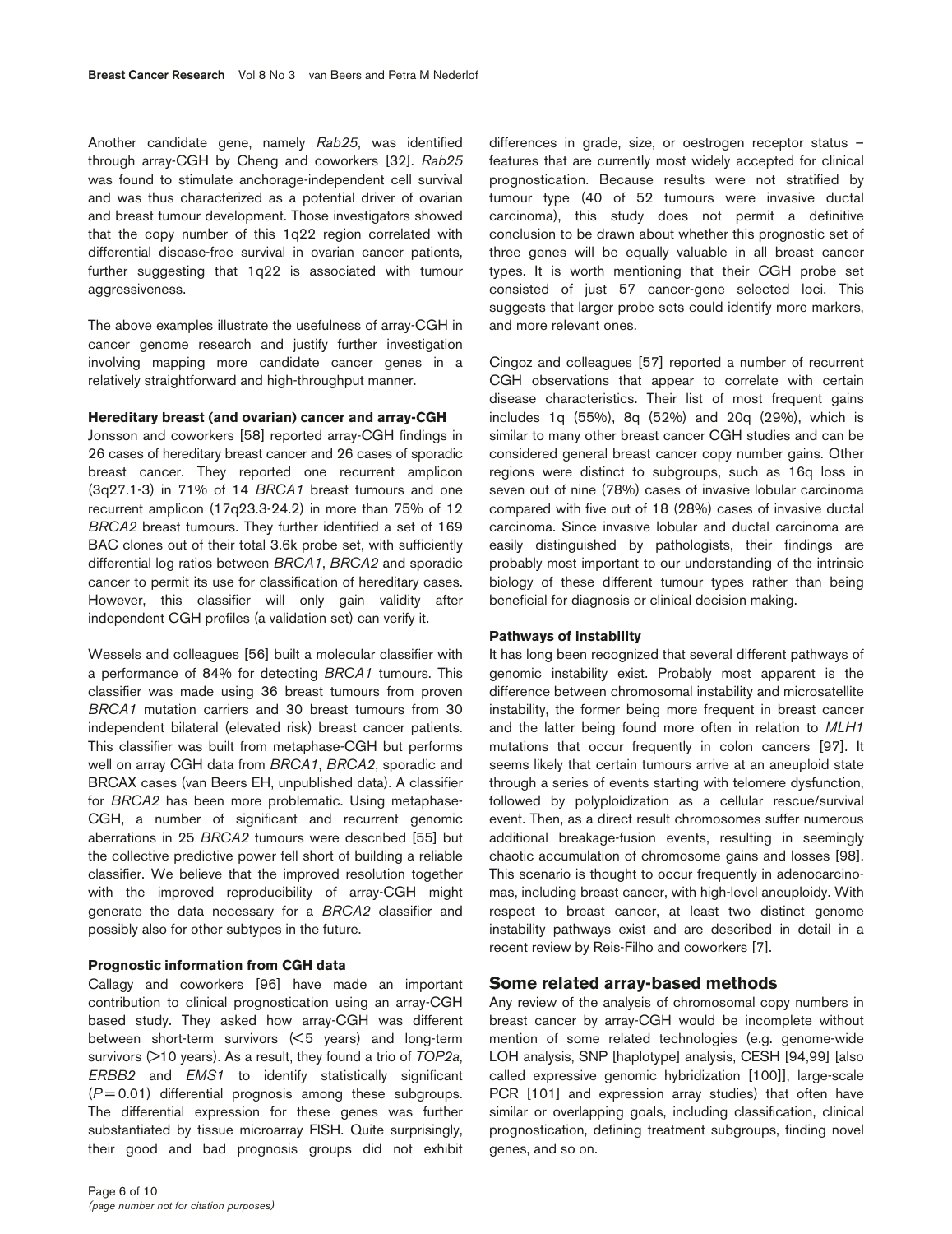Another candidate gene, namely *Rab25*, was identified through array-CGH by Cheng and coworkers [32]. *Rab25* was found to stimulate anchorage-independent cell survival and was thus characterized as a potential driver of ovarian and breast tumour development. Those investigators showed that the copy number of this 1q22 region correlated with differential disease-free survival in ovarian cancer patients, further suggesting that 1q22 is associated with tumour aggressiveness.

The above examples illustrate the usefulness of array-CGH in cancer genome research and justify further investigation involving mapping more candidate cancer genes in a relatively straightforward and high-throughput manner.

#### Hereditary breast (and ovarian) cancer and array-CGH

Jonsson and coworkers [58] reported array-CGH findings in 26 cases of hereditary breast cancer and 26 cases of sporadic breast cancer. They reported one recurrent amplicon (3q27.1-3) in 71% of 14 *BRCA1* breast tumours and one recurrent amplicon (17q23.3-24.2) in more than 75% of 12 *BRCA2* breast tumours. They further identified a set of 169 BAC clones out of their total 3.6k probe set, with sufficiently differential log ratios between *BRCA1*, *BRCA2* and sporadic cancer to permit its use for classification of hereditary cases. However, this classifier will only gain validity after independent CGH profiles (a validation set) can verify it.

Wessels and colleagues [56] built a molecular classifier with a performance of 84% for detecting *BRCA1* tumours. This classifier was made using 36 breast tumours from proven *BRCA1* mutation carriers and 30 breast tumours from 30 independent bilateral (elevated risk) breast cancer patients. This classifier was built from metaphase-CGH but performs well on array CGH data from *BRCA1*, *BRCA2*, sporadic and BRCAX cases (van Beers EH, unpublished data). A classifier for *BRCA2* has been more problematic. Using metaphase-CGH, a number of significant and recurrent genomic aberrations in 25 *BRCA2* tumours were described [55] but the collective predictive power fell short of building a reliable classifier. We believe that the improved resolution together with the improved reproducibility of array-CGH might generate the data necessary for a *BRCA2* classifier and possibly also for other subtypes in the future.

#### Prognostic information from CGH data

Callagy and coworkers [96] have made an important contribution to clinical prognostication using an array-CGH based study. They asked how array-CGH was different between short-term survivors (<5 years) and long-term survivors (>10 years). As a result, they found a trio of *TOP2a*, *ERBB2* and *EMS1* to identify statistically significant ($P = 0.01$) differential prognosis among these subgroups. The differential expression for these genes was further substantiated by tissue microarray FISH. Quite surprisingly, their good and bad prognosis groups did not exhibit differences in grade, size, or oestrogen receptor status – features that are currently most widely accepted for clinical prognostication. Because results were not stratified by tumour type (40 of 52 tumours were invasive ductal carcinoma), this study does not permit a definitive conclusion to be drawn about whether this prognostic set of three genes will be equally valuable in all breast cancer types. It is worth mentioning that their CGH probe set consisted of just 57 cancer-gene selected loci. This suggests that larger probe sets could identify more markers, and more relevant ones.

Cingoz and colleagues [57] reported a number of recurrent CGH observations that appear to correlate with certain disease characteristics. Their list of most frequent gains includes 1q (55%), 8q (52%) and 20q (29%), which is similar to many other breast cancer CGH studies and can be considered general breast cancer copy number gains. Other regions were distinct to subgroups, such as 16q loss in seven out of nine (78%) cases of invasive lobular carcinoma compared with five out of 18 (28%) cases of invasive ductal carcinoma. Since invasive lobular and ductal carcinoma are easily distinguished by pathologists, their findings are probably most important to our understanding of the intrinsic biology of these different tumour types rather than being beneficial for diagnosis or clinical decision making.

#### Pathways of instability

It has long been recognized that several different pathways of genomic instability exist. Probably most apparent is the difference between chromosomal instability and microsatellite instability, the former being more frequent in breast cancer and the latter being found more often in relation to *MLH1* mutations that occur frequently in colon cancers [97]. It seems likely that certain tumours arrive at an aneuploid state through a series of events starting with telomere dysfunction, followed by polyploidization as a cellular rescue/survival event. Then, as a direct result chromosomes suffer numerous additional breakage-fusion events, resulting in seemingly chaotic accumulation of chromosome gains and losses [98]. This scenario is thought to occur frequently in adenocarcinomas, including breast cancer, with high-level aneuploidy. With respect to breast cancer, at least two distinct genome instability pathways exist and are described in detail in a recent review by Reis-Filho and coworkers [7].

## Some related array-based methods

Any review of the analysis of chromosomal copy numbers in breast cancer by array-CGH would be incomplete without mention of some related technologies (e.g. genome-wide LOH analysis, SNP [haplotype] analysis, CESH [94,99] [also called expressive genomic hybridization [100]], large-scale PCR [101] and expression array studies) that often have similar or overlapping goals, including classification, clinical prognostication, defining treatment subgroups, finding novel genes, and so on.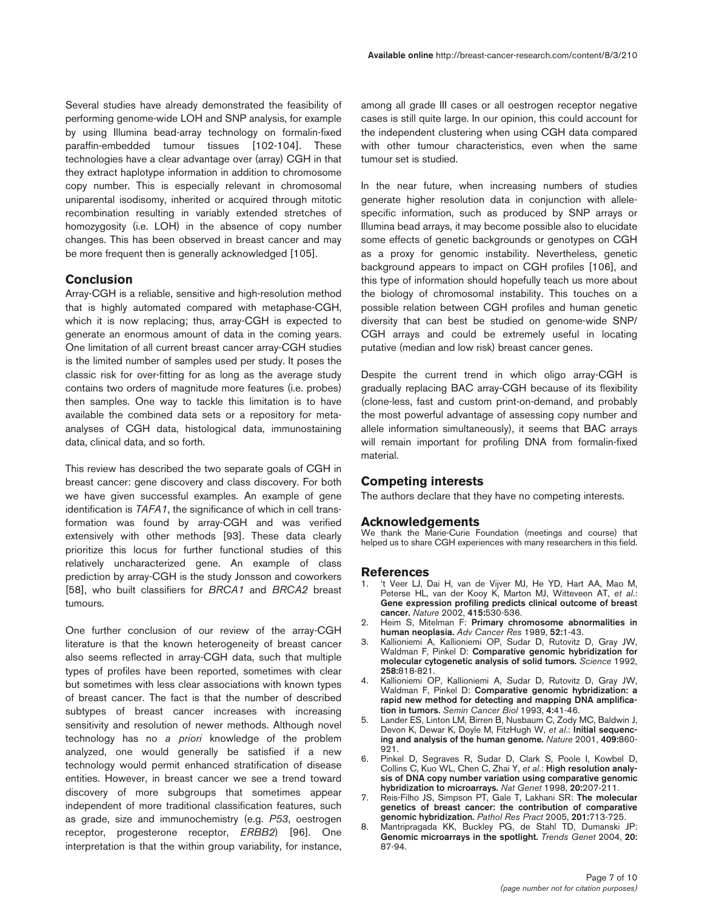Several studies have already demonstrated the feasibility of performing genome-wide LOH and SNP analysis, for example by using Illumina bead-array technology on formalin-fixed paraffin-embedded tumour tissues [102-104]. These technologies have a clear advantage over (array) CGH in that they extract haplotype information in addition to chromosome copy number. This is especially relevant in chromosomal uniparental isodisomy, inherited or acquired through mitotic recombination resulting in variably extended stretches of homozygosity (i.e. LOH) in the absence of copy number changes. This has been observed in breast cancer and may be more frequent then is generally acknowledged [105].

## Conclusion

Array-CGH is a reliable, sensitive and high-resolution method that is highly automated compared with metaphase-CGH, which it is now replacing; thus, array-CGH is expected to generate an enormous amount of data in the coming years. One limitation of all current breast cancer array-CGH studies is the limited number of samples used per study. It poses the classic risk for over-fitting for as long as the average study contains two orders of magnitude more features (i.e. probes) then samples. One way to tackle this limitation is to have available the combined data sets or a repository for meta-analyses of CGH data, histological data, immunostaining data, clinical data, and so forth.

This review has described the two separate goals of CGH in breast cancer: gene discovery and class discovery. For both we have given successful examples. An example of gene identification is *TAFA1*, the significance of which in cell transformation was found by array-CGH and was verified extensively with other methods [93]. These data clearly prioritize this locus for further functional studies of this relatively uncharacterized gene. An example of class prediction by array-CGH is the study Jonsson and coworkers [58], who built classifiers for *BRCA1* and *BRCA2* breast tumours.

One further conclusion of our review of the array-CGH literature is that the known heterogeneity of breast cancer also seems reflected in array-CGH data, such that multiple types of profiles have been reported, sometimes with clear but sometimes with less clear associations with known types of breast cancer. The fact is that the number of described subtypes of breast cancer increases with increasing sensitivity and resolution of newer methods. Although novel technology has no *a priori* knowledge of the problem analyzed, one would generally be satisfied if a new technology would permit enhanced stratification of disease entities. However, in breast cancer we see a trend toward discovery of more subgroups that sometimes appear independent of more traditional classification features, such as grade, size and immunochemistry (e.g. *P53*, oestrogen receptor, progesterone receptor, *ERBB2*) [96]. One interpretation is that the within group variability, for instance, among all grade III cases or all oestrogen receptor negative cases is still quite large. In our opinion, this could account for the independent clustering when using CGH data compared with other tumour characteristics, even when the same tumour set is studied.

In the near future, when increasing numbers of studies generate higher resolution data in conjunction with allele-specific information, such as produced by SNP arrays or Illumina bead arrays, it may become possible also to elucidate some effects of genetic backgrounds or genotypes on CGH as a proxy for genomic instability. Nevertheless, genetic background appears to impact on CGH profiles [106], and this type of information should hopefully teach us more about the biology of chromosomal instability. This touches on a possible relation between CGH profiles and human genetic diversity that can best be studied on genome-wide SNP/CGH arrays and could be extremely useful in locating putative (median and low risk) breast cancer genes.

Despite the current trend in which oligo array-CGH is gradually replacing BAC array-CGH because of its flexibility (clone-less, fast and custom print-on-demand, and probably the most powerful advantage of assessing copy number and allele information simultaneously), it seems that BAC arrays will remain important for profiling DNA from formalin-fixed material.

## Competing interests

The authors declare that they have no competing interests.

## Acknowledgements

We thank the Marie-Curie Foundation (meetings and course) that helped us to share CGH experiences with many researchers in this field.

## References

1. 't Veer LJ, Dai H, van de Vijver MJ, He YD, Hart AA, Mao M, Peterse HL, van der Kooy K, Marton MJ, Witteveen AT, *et al.*: **Gene expression profiling predicts clinical outcome of breast cancer.** *Nature* 2002, **415:**530-536.
2. Heim S, Mitelman F: **Primary chromosome abnormalities in human neoplasia.** *Adv Cancer Res* 1989, **52:**1-43.
3. Kallioniemi A, Kallioniemi OP, Sudar D, Rutovitz D, Gray JW, Waldman F, Pinkel D: **Comparative genomic hybridization for molecular cytogenetic analysis of solid tumors.** *Science* 1992, **258:**818-821.
4. Kallioniemi OP, Kallioniemi A, Sudar D, Rutovitz D, Gray JW, Waldman F, Pinkel D: **Comparative genomic hybridization: a rapid new method for detecting and mapping DNA amplification in tumors.** *Semin Cancer Biol* 1993, **4:**41-46.
5. Lander ES, Linton LM, Birren B, Nusbaum C, Zody MC, Baldwin J, Devon K, Dewar K, Doyle M, FitzHugh W, *et al.*: **Initial sequencing and analysis of the human genome.** *Nature* 2001, **409:**860-921.
6. Pinkel D, Segraves R, Sudar D, Clark S, Poole I, Kowbel D, Collins C, Kuo WL, Chen C, Zhai Y, *et al.*: **High resolution analysis of DNA copy number variation using comparative genomic hybridization to microarrays.** *Nat Genet* 1998, **20:**207-211.
7. Reis-Filho JS, Simpson PT, Gale T, Lakhani SR: **The molecular genetics of breast cancer: the contribution of comparative genomic hybridization.** *Pathol Res Pract* 2005, **201:**713-725.
8. Mantripragada KK, Buckley PG, de Stahl TD, Dumanski JP: **Genomic microarrays in the spotlight.** *Trends Genet* 2004, **20:** 87-94.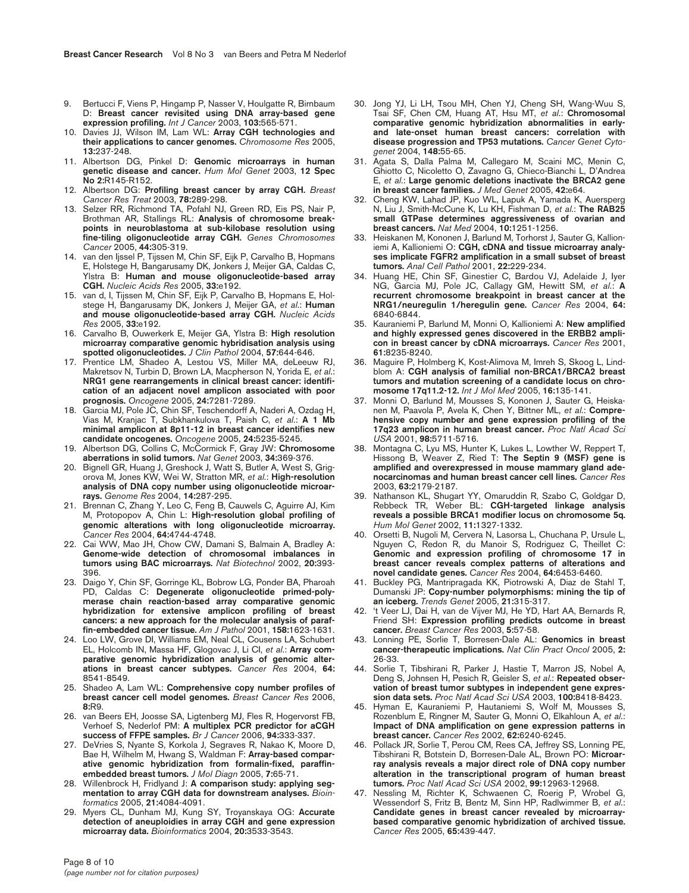9. Bertucci F, Viens P, Hingamp P, Nasser V, Houlgatte R, Birnbaum D: **Breast cancer revisited using DNA array-based gene expression profiling.** *Int J Cancer* 2003, **103:**565-571.
10. Davies JJ, Wilson IM, Lam WL: **Array CGH technologies and their applications to cancer genomes.** *Chromosome Res* 2005, **13:**237-248.
11. Albertson DG, Pinkel D: **Genomic microarrays in human genetic disease and cancer.** *Hum Mol Genet* 2003, **12 Spec No 2:**R145-R152.
12. Albertson DG: **Profiling breast cancer by array CGH.** *Breast Cancer Res Treat* 2003, **78:**289-298.
13. Selzer RR, Richmond TA, Pofahl NJ, Green RD, Eis PS, Nair P, Brothman AR, Stallings RL: **Analysis of chromosome breakpoints in neuroblastoma at sub-kilobase resolution using fine-tiling oligonucleotide array CGH.** *Genes Chromosomes Cancer* 2005, **44:**305-319.
14. van den Ijssel P, Tijssen M, Chin SF, Eijk P, Carvalho B, Hopmans E, Holstege H, Bangarusamy DK, Jonkers J, Meijer GA, Caldas C, Ylstra B: **Human and mouse oligonucleotide-based array CGH.** *Nucleic Acids Res* 2005, **33:**e192.
15. van d, I, Tijssen M, Chin SF, Eijk P, Carvalho B, Hopmans E, Holstege H, Bangarusamy DK, Jonkers J, Meijer GA, *et al.*: **Human and mouse oligonucleotide-based array CGH.** *Nucleic Acids Res* 2005, **33:**e192.
16. Carvalho B, Ouwerkerk E, Meijer GA, Ylstra B: **High resolution microarray comparative genomic hybridisation analysis using spotted oligonucleotides.** *J Clin Pathol* 2004, **57:**644-646.
17. Prentice LM, Shadeo A, Lestou VS, Miller MA, deLeeuw RJ, Makretsov N, Turbin D, Brown LA, Macpherson N, Yorida E, *et al.*: **NRG1 gene rearrangements in clinical breast cancer: identification of an adjacent novel amplicon associated with poor prognosis.** *Oncogene* 2005, **24:**7281-7289.
18. Garcia MJ, Pole JC, Chin SF, Teschendorff A, Naderi A, Ozdag H, Vias M, Kranjac T, Subkhankulova T, Paish C, *et al.*: **A 1 Mb minimal amplicon at 8p11-12 in breast cancer identifies new candidate oncogenes.** *Oncogene* 2005, **24:**5235-5245.
19. Albertson DG, Collins C, McCormick F, Gray JW: **Chromosome aberrations in solid tumors.** *Nat Genet* 2003, **34:**369-376.
20. Bignell GR, Huang J, Greshock J, Watt S, Butler A, West S, Grigorova M, Jones KW, Wei W, Stratton MR, *et al.*: **High-resolution analysis of DNA copy number using oligonucleotide microarrays.** *Genome Res* 2004, **14:**287-295.
21. Brennan C, Zhang Y, Leo C, Feng B, Cauwels C, Aguirre AJ, Kim M, Protopopov A, Chin L: **High-resolution global profiling of genomic alterations with long oligonucleotide microarray.** *Cancer Res* 2004, **64:**4744-4748.
22. Cai WW, Mao JH, Chow CW, Damani S, Balmain A, Bradley A: **Genome-wide detection of chromosomal imbalances in tumors using BAC microarrays.** *Nat Biotechnol* 2002, **20:**393-396.
23. Daigo Y, Chin SF, Gorringe KL, Bobrow LG, Ponder BA, Pharoah PD, Caldas C: **Degenerate oligonucleotide primed-polymerase chain reaction-based array comparative genomic hybridization for extensive amplicon profiling of breast cancers: a new approach for the molecular analysis of paraffin-embedded cancer tissue.** *Am J Pathol* 2001, **158:**1623-1631.
24. Loo LW, Grove DI, Williams EM, Neal CL, Cousens LA, Schubert EL, Holcomb IN, Massa HF, Glogovac J, Li CI, *et al.*: **Array comparative genomic hybridization analysis of genomic alterations in breast cancer subtypes.** *Cancer Res* 2004, **64:**8541-8549.
25. Shadeo A, Lam WL: **Comprehensive copy number profiles of breast cancer cell model genomes.** *Breast Cancer Res* 2006, **8:**R9.
26. van Beers EH, Joosse SA, Ligtenberg MJ, Fles R, Hogervorst FB, Verhoef S, Nederlof PM: **A multiplex PCR predictor for aCGH success of FFPE samples.** *Br J Cancer* 2006, **94:**333-337.
27. DeVries S, Nyante S, Korkola J, Segraves R, Nakao K, Moore D, Bae H, Wilhelm M, Hwang S, Waldman F: **Array-based comparative genomic hybridization from formalin-fixed, paraffin-embedded breast tumors.** *J Mol Diagn* 2005, **7:**65-71.
28. Willenbrock H, Fridlyand J: **A comparison study: applying segmentation to array CGH data for downstream analyses.** *Bioinformatics* 2005, **21:**4084-4091.
29. Myers CL, Dunham MJ, Kung SY, Troyanskaya OG: **Accurate detection of aneuploidies in array CGH and gene expression microarray data.** *Bioinformatics* 2004, **20:**3533-3543.
30. Jong YJ, Li LH, Tsou MH, Chen YJ, Cheng SH, Wang-Wuu S, Tsai SF, Chen CM, Huang AT, Hsu MT, *et al.*: **Chromosomal comparative genomic hybridization abnormalities in early- and late-onset human breast cancers: correlation with disease progression and TP53 mutations.** *Cancer Genet Cytogenet* 2004, **148:**55-65.
31. Agata S, Dalla Palma M, Callegaro M, Scaini MC, Menin C, Ghiotto C, Nicoletto O, Zavagno G, Chieco-Bianchi L, D'Andrea E, *et al.*: **Large genomic deletions inactivate the BRCA2 gene in breast cancer families.** *J Med Genet* 2005, **42:**e64.
32. Cheng KW, Lahad JP, Kuo WL, Lapuk A, Yamada K, Auersperg N, Liu J, Smith-McCune K, Lu KH, Fishman D, *et al.*: **The RAB25 small GTPase determines aggressiveness of ovarian and breast cancers.** *Nat Med* 2004, **10:**1251-1256.
33. Heiskanen M, Kononen J, Barlund M, Torhorst J, Sauter G, Kallioniemi A, Kallioniemi O: **CGH, cDNA and tissue microarray analyses implicate FGFR2 amplification in a small subset of breast tumors.** *Anal Cell Pathol* 2001, **22:**229-234.
34. Huang HE, Chin SF, Ginestier C, Bardou VJ, Adelaide J, Iyer NG, Garcia MJ, Pole JC, Callagy GM, Hewitt SM, *et al.*: **A recurrent chromosome breakpoint in breast cancer at the NRG1/neuregulin 1/heregulin gene.** *Cancer Res* 2004, **64:**6840-6844.
35. Kauraniemi P, Barlund M, Monni O, Kallioniemi A: **New amplified and highly expressed genes discovered in the ERBB2 amplicon in breast cancer by cDNA microarrays.** *Cancer Res* 2001, **61:**8235-8240.
36. Maguire P, Holmberg K, Kost-Alimova M, Imreh S, Skoog L, Lindblom A: **CGH analysis of familial non-BRCA1/BRCA2 breast tumors and mutation screening of a candidate locus on chromosome 17q11.2-12.** *Int J Mol Med* 2005, **16:**135-141.
37. Monni O, Barlund M, Mousses S, Kononen J, Sauter G, Heiskanen M, Paavola P, Avela K, Chen Y, Bittner ML, *et al.*: **Comprehensive copy number and gene expression profiling of the 17q23 amplicon in human breast cancer.** *Proc Natl Acad Sci USA* 2001, **98:**5711-5716.
38. Montagna C, Lyu MS, Hunter K, Lukes L, Lowther W, Reppert T, Hissong B, Weaver Z, Ried T: **The Septin 9 (MSF) gene is amplified and overexpressed in mouse mammary gland adenocarcinomas and human breast cancer cell lines.** *Cancer Res* 2003, **63:**2179-2187.
39. Nathanson KL, Shugart YY, Omaruddin R, Szabo C, Goldgar D, Rebbeck TR, Weber BL: **CGH-targeted linkage analysis reveals a possible BRCA1 modifier locus on chromosome 5q.** *Hum Mol Genet* 2002, **11:**1327-1332.
40. Orsetti B, Nugoli M, Cervera N, Lasorsa L, Chuchana P, Ursule L, Nguyen C, Redon R, du Manoir S, Rodriguez C, Theillet C: **Genomic and expression profiling of chromosome 17 in breast cancer reveals complex patterns of alterations and novel candidate genes.** *Cancer Res* 2004, **64:**6453-6460.
41. Buckley PG, Mantripragada KK, Piotrowski A, Diaz de Stahl T, Dumanski JP: **Copy-number polymorphisms: mining the tip of an iceberg.** *Trends Genet* 2005, **21:**315-317.
42. 't Veer LJ, Dai H, van de Vijver MJ, He YD, Hart AA, Bernards R, Friend SH: **Expression profiling predicts outcome in breast cancer.** *Breast Cancer Res* 2003, **5:**57-58.
43. Lonning PE, Sorlie T, Borresen-Dale AL: **Genomics in breast cancer-therapeutic implications.** *Nat Clin Pract Oncol* 2005, **2:**26-33.
44. Sorlie T, Tibshirani R, Parker J, Hastie T, Marron JS, Nobel A, Deng S, Johnsen H, Pesich R, Geisler S, *et al.*: **Repeated observation of breast tumor subtypes in independent gene expression data sets.** *Proc Natl Acad Sci USA* 2003, **100:**8418-8423.
45. Hyman E, Kauraniemi P, Hautaniemi S, Wolf M, Mousses S, Rozenblum E, Ringner M, Sauter G, Monni O, Elkahloun A, *et al.*: **Impact of DNA amplification on gene expression patterns in breast cancer.** *Cancer Res* 2002, **62:**6240-6245.
46. Pollack JR, Sorlie T, Perou CM, Rees CA, Jeffrey SS, Lonning PE, Tibshirani R, Botstein D, Borresen-Dale AL, Brown PO: **Microarray analysis reveals a major direct role of DNA copy number alteration in the transcriptional program of human breast tumors.** *Proc Natl Acad Sci USA* 2002, **99:**12963-12968.
47. Nessling M, Richter K, Schwaenen C, Roerig P, Wrobel G, Wessendorf S, Fritz B, Bentz M, Sinn HP, Radlwimmer B, *et al.*: **Candidate genes in breast cancer revealed by microarray-based comparative genomic hybridization of archived tissue.** *Cancer Res* 2005, **65:**439-447.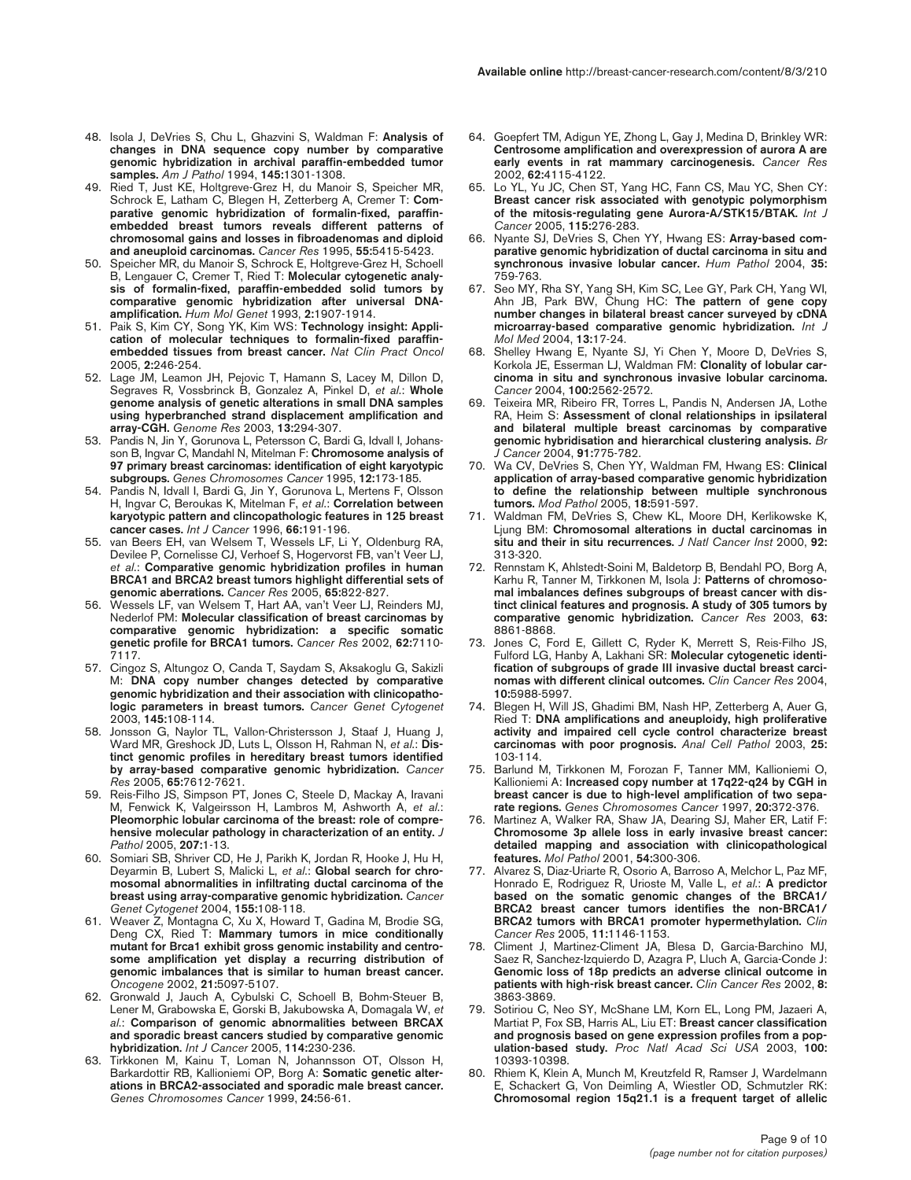48. Isola J, DeVries S, Chu L, Ghazvini S, Waldman F: **Analysis of changes in DNA sequence copy number by comparative genomic hybridization in archival paraffin-embedded tumor samples.** *Am J Pathol* 1994, **145:**1301-1308.
49. Ried T, Just KE, Holtgreve-Grez H, du Manoir S, Speicher MR, Schrock E, Latham C, Blegen H, Zetterberg A, Cremer T: **Comparative genomic hybridization of formalin-fixed, paraffin-embedded breast tumors reveals different patterns of chromosomal gains and losses in fibroadenomas and diploid and aneuploid carcinomas.** *Cancer Res* 1995, **55:**5415-5423.
50. Speicher MR, du Manoir S, Schrock E, Holtgreve-Grez H, Schoell B, Lengauer C, Cremer T, Ried T: **Molecular cytogenetic analysis of formalin-fixed, paraffin-embedded solid tumors by comparative genomic hybridization after universal DNA-amplification.** *Hum Mol Genet* 1993, **2:**1907-1914.
51. Paik S, Kim CY, Song YK, Kim WS: **Technology insight: Application of molecular techniques to formalin-fixed paraffin-embedded tissues from breast cancer.** *Nat Clin Pract Oncol* 2005, **2:**246-254.
52. Lage JM, Leamon JH, Pejovic T, Hamann S, Lacey M, Dillon D, Segraves R, Vossbrinck B, Gonzalez A, Pinkel D, *et al.*: **Whole genome analysis of genetic alterations in small DNA samples using hyperbranched strand displacement amplification and array-CGH.** *Genome Res* 2003, **13:**294-307.
53. Pandis N, Jin Y, Gorunova L, Petersson C, Bardi G, Idvall I, Johansson B, Ingvar C, Mandahl N, Mitelman F: **Chromosome analysis of 97 primary breast carcinomas: identification of eight karyotypic subgroups.** *Genes Chromosomes Cancer* 1995, **12:**173-185.
54. Pandis N, Idvall I, Bardi G, Jin Y, Gorunova L, Mertens F, Olsson H, Ingvar C, Beroukas K, Mitelman F, *et al.*: **Correlation between karyotypic pattern and clincopathologic features in 125 breast cancer cases.** *Int J Cancer* 1996, **66:**191-196.
55. van Beers EH, van Welsem T, Wessels LF, Li Y, Oldenburg RA, Devilee P, Cornelisse CJ, Verhoef S, Hogervorst FB, van't Veer LJ, *et al.*: **Comparative genomic hybridization profiles in human BRCA1 and BRCA2 breast tumors highlight differential sets of genomic aberrations.** *Cancer Res* 2005, **65:**822-827.
56. Wessels LF, van Welsem T, Hart AA, van't Veer LJ, Reinders MJ, Nederlof PM: **Molecular classification of breast carcinomas by comparative genomic hybridization: a specific somatic genetic profile for BRCA1 tumors.** *Cancer Res* 2002, **62:**7110-7117.
57. Cingoz S, Altungoz O, Canda T, Saydam S, Aksakoglu G, Sakizli M: **DNA copy number changes detected by comparative genomic hybridization and their association with clinicopathologic parameters in breast tumors.** *Cancer Genet Cytogenet* 2003, **145:**108-114.
58. Jonsson G, Naylor TL, Vallon-Christersson J, Staaf J, Huang J, Ward MR, Greshock JD, Luts L, Olsson H, Rahman N, *et al.*: **Distinct genomic profiles in hereditary breast tumors identified by array-based comparative genomic hybridization.** *Cancer Res* 2005, **65:**7612-7621.
59. Reis-Filho JS, Simpson PT, Jones C, Steele D, Mackay A, Iravani M, Fenwick K, Valgeirsson H, Lambros M, Ashworth A, *et al.*: **Pleomorphic lobular carcinoma of the breast: role of comprehensive molecular pathology in characterization of an entity.** *J Pathol* 2005, **207:**1-13.
60. Somiari SB, Shriver CD, He J, Parikh K, Jordan R, Hooke J, Hu H, Deyarmin B, Lubert S, Malicki L, *et al.*: **Global search for chromosomal abnormalities in infiltrating ductal carcinoma of the breast using array-comparative genomic hybridization.** *Cancer Genet Cytogenet* 2004, **155:**108-118.
61. Weaver Z, Montagna C, Xu X, Howard T, Gadina M, Brodie SG, Deng CX, Ried T: **Mammary tumors in mice conditionally mutant for Brca1 exhibit gross genomic instability and centrosome amplification yet display a recurring distribution of genomic imbalances that is similar to human breast cancer.** *Oncogene* 2002, **21:**5097-5107.
62. Gronwald J, Jauch A, Cybulski C, Schoell B, Bohm-Steuer B, Lener M, Grabowska E, Gorski B, Jakubowska A, Domagala W, *et al.*: **Comparison of genomic abnormalities between BRCAX and sporadic breast cancers studied by comparative genomic hybridization.** *Int J Cancer* 2005, **114:**230-236.
63. Tirkkonen M, Kainu T, Loman N, Johannsson OT, Olsson H, Barkardottir RB, Kallioniemi OP, Borg A: **Somatic genetic alterations in BRCA2-associated and sporadic male breast cancer.** *Genes Chromosomes Cancer* 1999, **24:**56-61.
64. Goepfert TM, Adigun YE, Zhong L, Gay J, Medina D, Brinkley WR: **Centrosome amplification and overexpression of aurora A are early events in rat mammary carcinogenesis.** *Cancer Res* 2002, **62:**4115-4122.
65. Lo YL, Yu JC, Chen ST, Yang HC, Fann CS, Mau YC, Shen CY: **Breast cancer risk associated with genotypic polymorphism of the mitosis-regulating gene Aurora-A/STK15/BTAK.** *Int J Cancer* 2005, **115:**276-283.
66. Nyante SJ, DeVries S, Chen YY, Hwang ES: **Array-based comparative genomic hybridization of ductal carcinoma in situ and synchronous invasive lobular cancer.** *Hum Pathol* 2004, **35:**759-763.
67. Seo MY, Rha SY, Yang SH, Kim SC, Lee GY, Park CH, Yang WI, Ahn JB, Park BW, Chung HC: **The pattern of gene copy number changes in bilateral breast cancer surveyed by cDNA microarray-based comparative genomic hybridization.** *Int J Mol Med* 2004, **13:**17-24.
68. Shelley Hwang E, Nyante SJ, Yi Chen Y, Moore D, DeVries S, Korkola JE, Esserman LJ, Waldman FM: **Clonality of lobular carcinoma in situ and synchronous invasive lobular carcinoma.** *Cancer* 2004, **100:**2562-2572.
69. Teixeira MR, Ribeiro FR, Torres L, Pandis N, Andersen JA, Lothe RA, Heim S: **Assessment of clonal relationships in ipsilateral and bilateral multiple breast carcinomas by comparative genomic hybridisation and hierarchical clustering analysis.** *Br J Cancer* 2004, **91:**775-782.
70. Wa CV, DeVries S, Chen YY, Waldman FM, Hwang ES: **Clinical application of array-based comparative genomic hybridization to define the relationship between multiple synchronous tumors.** *Mod Pathol* 2005, **18:**591-597.
71. Waldman FM, DeVries S, Chew KL, Moore DH, Kerlikowske K, Ljung BM: **Chromosomal alterations in ductal carcinomas in situ and their in situ recurrences.** *J Natl Cancer Inst* 2000, **92:**313-320.
72. Rennstam K, Ahlstedt-Soini M, Baldetorp B, Bendahl PO, Borg A, Karhu R, Tanner M, Tirkkonen M, Isola J: **Patterns of chromosomal imbalances defines subgroups of breast cancer with distinct clinical features and prognosis. A study of 305 tumors by comparative genomic hybridization.** *Cancer Res* 2003, **63:**8861-8868.
73. Jones C, Ford E, Gillett C, Ryder K, Merrett S, Reis-Filho JS, Fulford LG, Hanby A, Lakhani SR: **Molecular cytogenetic identification of subgroups of grade III invasive ductal breast carcinomas with different clinical outcomes.** *Clin Cancer Res* 2004, **10:**5988-5997.
74. Blegen H, Will JS, Ghadimi BM, Nash HP, Zetterberg A, Auer G, Ried T: **DNA amplifications and aneuploidy, high proliferative activity and impaired cell cycle control characterize breast carcinomas with poor prognosis.** *Anal Cell Pathol* 2003, **25:**103-114.
75. Barlund M, Tirkkonen M, Forozan F, Tanner MM, Kallioniemi O, Kallioniemi A: **Increased copy number at 17q22-q24 by CGH in breast cancer is due to high-level amplification of two separate regions.** *Genes Chromosomes Cancer* 1997, **20:**372-376.
76. Martinez A, Walker RA, Shaw JA, Dearing SJ, Maher ER, Latif F: **Chromosome 3p allele loss in early invasive breast cancer: detailed mapping and association with clinicopathological features.** *Mol Pathol* 2001, **54:**300-306.
77. Alvarez S, Diaz-Uriarte R, Osorio A, Barroso A, Melchor L, Paz MF, Honrado E, Rodriguez R, Urioste M, Valle L, *et al.*: **A predictor based on the somatic genomic changes of the BRCA1/BRCA2 breast cancer tumors identifies the non-BRCA1/BRCA2 tumors with BRCA1 promoter hypermethylation.** *Clin Cancer Res* 2005, **11:**1146-1153.
78. Climent J, Martinez-Climent JA, Blesa D, Garcia-Barchino MJ, Saez R, Sanchez-Izquierdo D, Azagra P, Lluch A, Garcia-Conde J: **Genomic loss of 18p predicts an adverse clinical outcome in patients with high-risk breast cancer.** *Clin Cancer Res* 2002, **8:**3863-3869.
79. Sotiriou C, Neo SY, McShane LM, Korn EL, Long PM, Jazaeri A, Martiat P, Fox SB, Harris AL, Liu ET: **Breast cancer classification and prognosis based on gene expression profiles from a population-based study.** *Proc Natl Acad Sci USA* 2003, **100:**10393-10398.
80. Rhiem K, Klein A, Munch M, Kreutzfeld R, Ramser J, Wardelmann E, Schackert G, Von Deimling A, Wiestler OD, Schmutzler RK: **Chromosomal region 15q21.1 is a frequent target of allelic**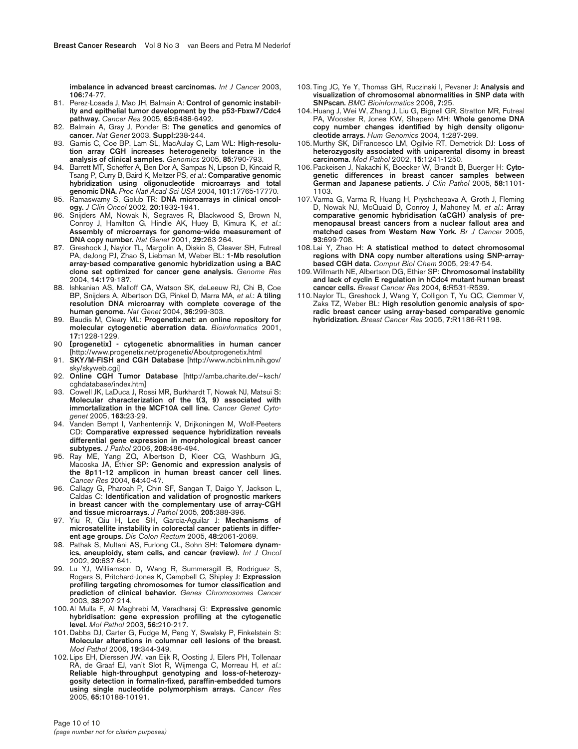imbalance in advanced breast carcinomas. *Int J Cancer* 2003, **106:**74-77.

81. Perez-Losada J, Mao JH, Balmain A: **Control of genomic instability and epithelial tumor development by the p53-Fbxw7/Cdc4 pathway.** *Cancer Res* 2005, **65:**6488-6492.
82. Balmain A, Gray J, Ponder B: **The genetics and genomics of cancer.** *Nat Genet* 2003, **Suppl:**238-244.
83. Garnis C, Coe BP, Lam SL, MacAulay C, Lam WL: **High-resolution array CGH increases heterogeneity tolerance in the analysis of clinical samples.** *Genomics* 2005, **85:**790-793.
84. Barrett MT, Scheffer A, Ben Dor A, Sampas N, Lipson D, Kincaid R, Tsang P, Curry B, Baird K, Meltzer PS, *et al.*: **Comparative genomic hybridization using oligonucleotide microarrays and total genomic DNA.** *Proc Natl Acad Sci USA* 2004, **101:**17765-17770.
85. Ramaswamy S, Golub TR: **DNA microarrays in clinical oncology.** *J Clin Oncol* 2002, **20:**1932-1941.
86. Snijders AM, Nowak N, Segraves R, Blackwood S, Brown N, Conroy J, Hamilton G, Hindle AK, Huey B, Kimura K, *et al.*: **Assembly of microarrays for genome-wide measurement of DNA copy number.** *Nat Genet* 2001, **29:**263-264.
87. Greshock J, Naylor TL, Margolin A, Diskin S, Cleaver SH, Futreal PA, deJong PJ, Zhao S, Liebman M, Weber BL: **1-Mb resolution array-based comparative genomic hybridization using a BAC clone set optimized for cancer gene analysis.** *Genome Res* 2004, **14:**179-187.
88. Ishkanian AS, Malloff CA, Watson SK, deLeeuw RJ, Chi B, Coe BP, Snijders A, Albertson DG, Pinkel D, Marra MA, *et al.*: **A tiling resolution DNA microarray with complete coverage of the human genome.** *Nat Genet* 2004, **36:**299-303.
89. Baudis M, Cleary ML: **Progenetix.net: an online repository for molecular cytogenetic aberration data.** *Bioinformatics* 2001, **17:**1228-1229.
90. **[progenetix] - cytogenetic abnormalities in human cancer** [http://www.progenetix.net/progenetix/Aboutprogenetix.html
91. **SKY/M-FISH and CGH Database** [http://www.ncbi.nlm.nih.gov/sky/skyweb.cgi]
92. **Online CGH Tumor Database** [http://amba.charite.de/~ksch/cghdatabase/index.htm]
93. Cowell JK, LaDuca J, Rossi MR, Burkhardt T, Nowak NJ, Matsui S: **Molecular characterization of the t(3, 9) associated with immortalization in the MCF10A cell line.** *Cancer Genet Cytogenet* 2005, **163:**23-29.
94. Vanden Bempt I, Vanhentenrijk V, Drijkoningen M, Wolf-Peeters CD: **Comparative expressed sequence hybridization reveals differential gene expression in morphological breast cancer subtypes.** *J Pathol* 2006, **208:**486-494.
95. Ray ME, Yang ZQ, Albertson D, Kleer CG, Washburn JG, Macoska JA, Ethier SP: **Genomic and expression analysis of the 8p11-12 amplicon in human breast cancer cell lines.** *Cancer Res* 2004, **64:**40-47.
96. Callagy G, Pharoah P, Chin SF, Sangan T, Daigo Y, Jackson L, Caldas C: **Identification and validation of prognostic markers in breast cancer with the complementary use of array-CGH and tissue microarrays.** *J Pathol* 2005, **205:**388-396.
97. Yiu R, Qiu H, Lee SH, Garcia-Aguilar J: **Mechanisms of microsatellite instability in colorectal cancer patients in different age groups.** *Dis Colon Rectum* 2005, **48:**2061-2069.
98. Pathak S, Multani AS, Furlong CL, Sohn SH: **Telomere dynamics, aneuploidy, stem cells, and cancer (review).** *Int J Oncol* 2002, **20:**637-641.
99. Lu YJ, Williamson D, Wang R, Summersgill B, Rodriguez S, Rogers S, Pritchard-Jones K, Campbell C, Shipley J: **Expression profiling targeting chromosomes for tumor classification and prediction of clinical behavior.** *Genes Chromosomes Cancer* 2003, **38:**207-214.
100. Al Mulla F, Al Maghrebi M, Varadharaj G: **Expressive genomic hybridisation: gene expression profiling at the cytogenetic level.** *Mol Pathol* 2003, **56:**210-217.
101. Dabbs DJ, Carter G, Fudge M, Peng Y, Swalsky P, Finkelstein S: **Molecular alterations in columnar cell lesions of the breast.** *Mod Pathol* 2006, **19:**344-349.
102. Lips EH, Dierssen JW, van Eijk R, Oosting J, Eilers PH, Tollenaar RA, de Graaf EJ, van't Slot R, Wijmenga C, Morreau H, *et al.*: **Reliable high-throughput genotyping and loss-of-heterozygosity detection in formalin-fixed, paraffin-embedded tumors using single nucleotide polymorphism arrays.** *Cancer Res* 2005, **65:**10188-10191.
103. Ting JC, Ye Y, Thomas GH, Ruczinski I, Pevsner J: **Analysis and visualization of chromosomal abnormalities in SNP data with SNPscan.** *BMC Bioinformatics* 2006, **7:**25.
104. Huang J, Wei W, Zhang J, Liu G, Bignell GR, Stratton MR, Futreal PA, Wooster R, Jones KW, Shapero MH: **Whole genome DNA copy number changes identified by high density oligonucleotide arrays.** *Hum Genomics* 2004, **1:**287-299.
105. Murthy SK, DiFrancesco LM, Ogilvie RT, Demetrick DJ: **Loss of heterozygosity associated with uniparental disomy in breast carcinoma.** *Mod Pathol* 2002, **15:**1241-1250.
106. Packeisen J, Nakachi K, Boecker W, Brandt B, Buerger H: **Cytogenetic differences in breast cancer samples between German and Japanese patients.** *J Clin Pathol* 2005, **58:**1101-1103.
107. Varma G, Varma R, Huang H, Pryshchepava A, Groth J, Fleming D, Nowak NJ, McQuaid D, Conroy J, Mahoney M, *et al.*: **Array comparative genomic hybridisation (aCGH) analysis of premenopausal breast cancers from a nuclear fallout area and matched cases from Western New York.** *Br J Cancer* 2005, **93:**699-708.
108. Lai Y, Zhao H: **A statistical method to detect chromosomal regions with DNA copy number alterations using SNP-array-based CGH data.** *Comput Biol Chem* 2005, 29:47-54.
109. Willmarth NE, Albertson DG, Ethier SP: **Chromosomal instability and lack of cyclin E regulation in hCdc4 mutant human breast cancer cells.** *Breast Cancer Res* 2004, **6:**R531-R539.
110. Naylor TL, Greshock J, Wang Y, Colligon T, Yu QC, Clemmer V, Zaks TZ, Weber BL: **High resolution genomic analysis of sporadic breast cancer using array-based comparative genomic hybridization.** *Breast Cancer Res* 2005, **7:**R1186-R1198.